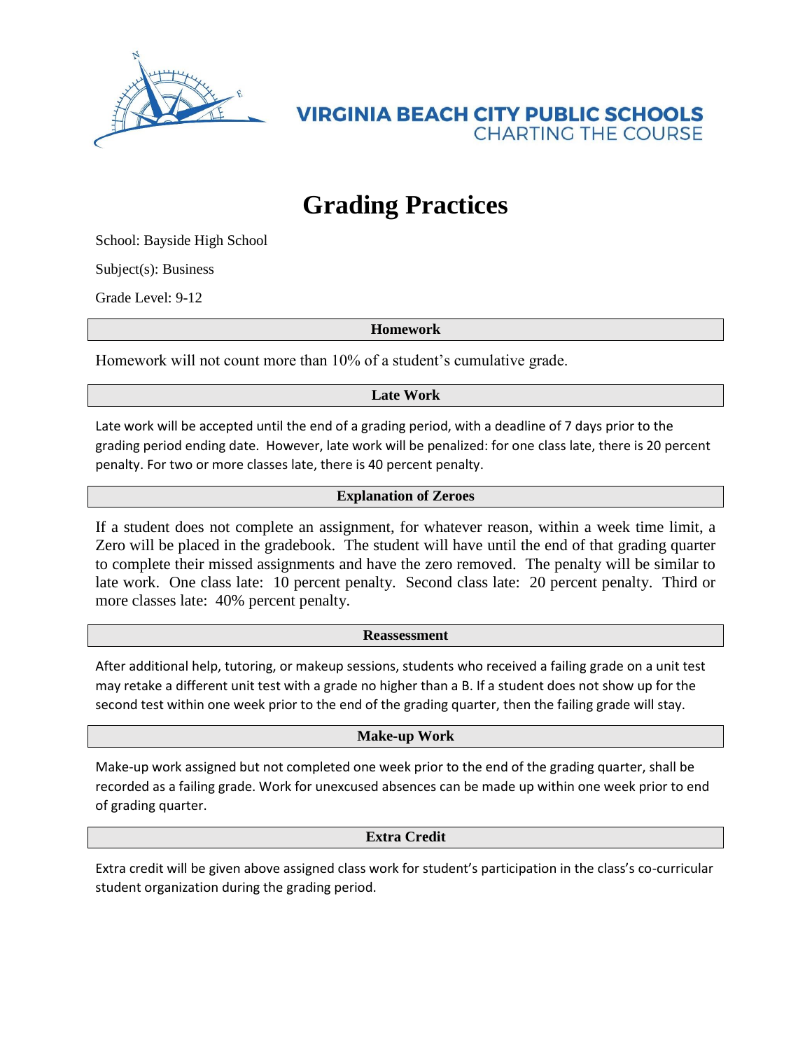VIRGINIA BEACH CITY PUBLIC SCHOOLS
CHARTING THE COURSE

# Grading Practices

School: Bayside High School

Subject(s): Business

Grade Level: 9-12

## Homework

Homework will not count more than 10% of a student's cumulative grade.

## Late Work

Late work will be accepted until the end of a grading period, with a deadline of 7 days prior to the grading period ending date. However, late work will be penalized: for one class late, there is 20 percent penalty. For two or more classes late, there is 40 percent penalty.

## Explanation of Zeroes

If a student does not complete an assignment, for whatever reason, within a week time limit, a Zero will be placed in the gradebook. The student will have until the end of that grading quarter to complete their missed assignments and have the zero removed. The penalty will be similar to late work. One class late: 10 percent penalty. Second class late: 20 percent penalty. Third or more classes late: 40% percent penalty.

## Reassessment

After additional help, tutoring, or makeup sessions, students who received a failing grade on a unit test may retake a different unit test with a grade no higher than a B. If a student does not show up for the second test within one week prior to the end of the grading quarter, then the failing grade will stay.

## Make-up Work

Make-up work assigned but not completed one week prior to the end of the grading quarter, shall be recorded as a failing grade. Work for unexcused absences can be made up within one week prior to end of grading quarter.

## Extra Credit

Extra credit will be given above assigned class work for student's participation in the class's co-curricular student organization during the grading period.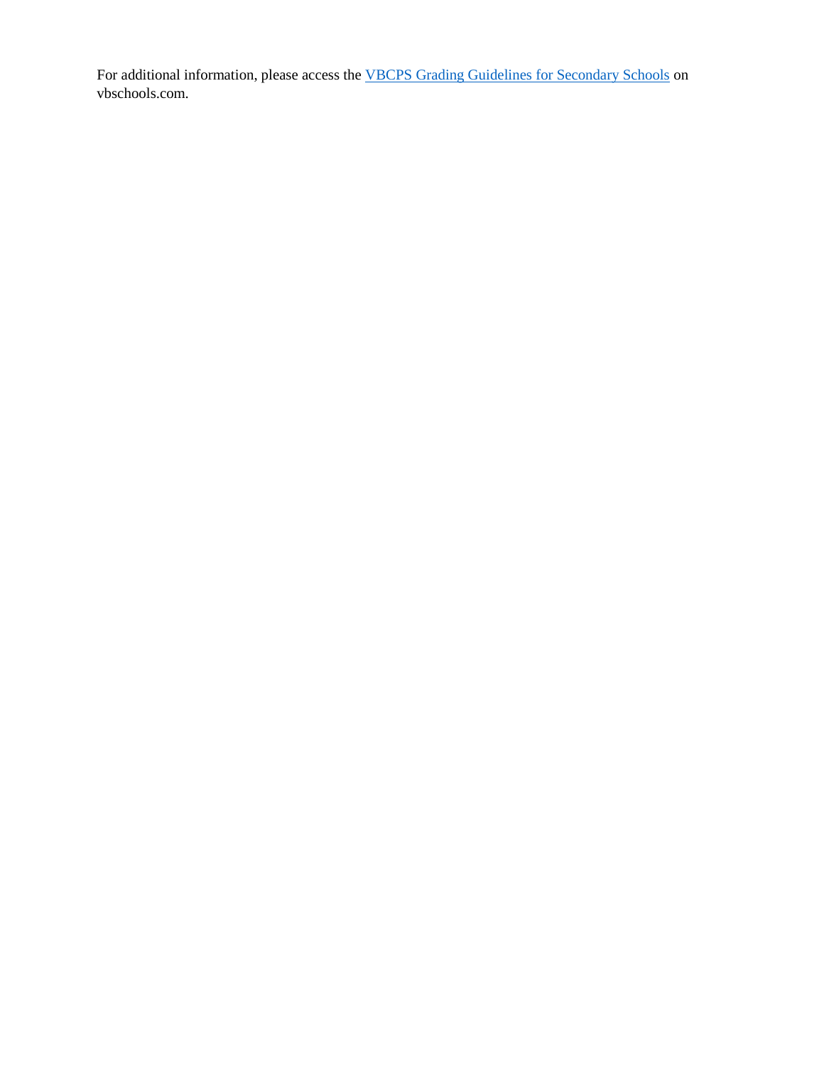For additional information, please access the VBCPS Grading Guidelines for Secondary Schools on vbschools.com.